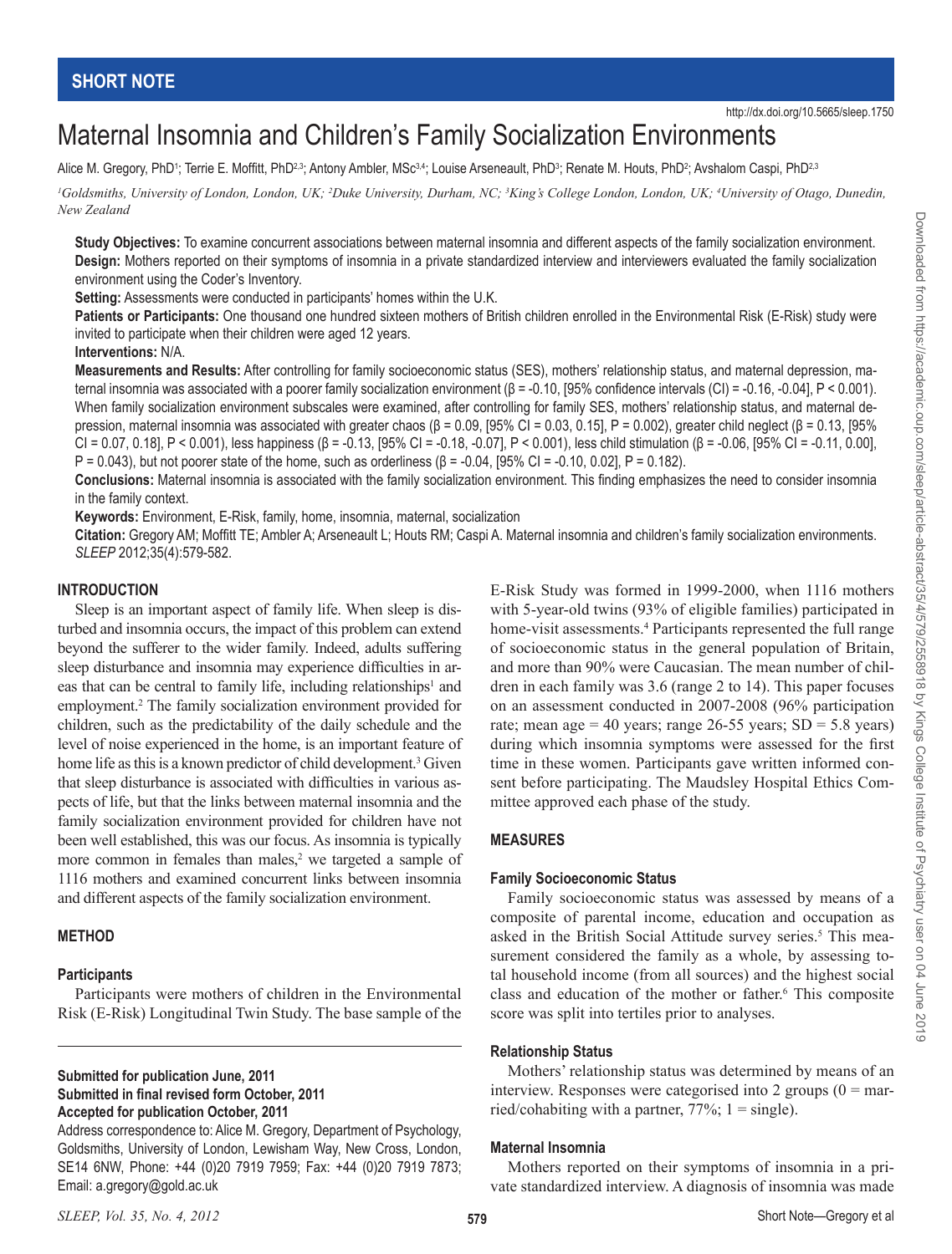SHORT NOTE

# Maternal Insomnia and Children's Family Socialization Environments

Alice M. Gregory, PhD[1]; Terrie E. Moffitt, PhD[2,3]; Antony Ambler, MSc[3,4]; Louise Arseneault, PhD[3]; Renate M. Houts, PhD[2]; Avshalom Caspi, PhD[2,3]

[1]*Goldsmiths, University of London, London, UK;* [2]*Duke University, Durham, NC;* [3]*King's College London, London, UK;* [4]*University of Otago, Dunedin, New Zealand*

**Study Objectives:** To examine concurrent associations between maternal insomnia and different aspects of the family socialization environment.

**Design:** Mothers reported on their symptoms of insomnia in a private standardized interview and interviewers evaluated the family socialization environment using the Coder's Inventory.

**Setting:** Assessments were conducted in participants' homes within the U.K.

**Patients or Participants:** One thousand one hundred sixteen mothers of British children enrolled in the Environmental Risk (E-Risk) study were invited to participate when their children were aged 12 years.

**Interventions:** N/A.

**Measurements and Results:** After controlling for family socioeconomic status (SES), mothers' relationship status, and maternal depression, maternal insomnia was associated with a poorer family socialization environment (β = -0.10, [95% confidence intervals (CI) = -0.16, -0.04], P < 0.001). When family socialization environment subscales were examined, after controlling for family SES, mothers' relationship status, and maternal depression, maternal insomnia was associated with greater chaos (β = 0.09, [95% CI = 0.03, 0.15], P = 0.002), greater child neglect (β = 0.13, [95% CI = 0.07, 0.18], P < 0.001), less happiness (β = -0.13, [95% CI = -0.18, -0.07], P < 0.001), less child stimulation (β = -0.06, [95% CI = -0.11, 0.00], P = 0.043), but not poorer state of the home, such as orderliness (β = -0.04, [95% CI = -0.10, 0.02], P = 0.182).

**Conclusions:** Maternal insomnia is associated with the family socialization environment. This finding emphasizes the need to consider insomnia in the family context.

**Keywords:** Environment, E-Risk, family, home, insomnia, maternal, socialization

**Citation:** Gregory AM; Moffitt TE; Ambler A; Arseneault L; Houts RM; Caspi A. Maternal insomnia and children's family socialization environments. *SLEEP* 2012;35(4):579-582.

## INTRODUCTION

Sleep is an important aspect of family life. When sleep is disturbed and insomnia occurs, the impact of this problem can extend beyond the sufferer to the wider family. Indeed, adults suffering sleep disturbance and insomnia may experience difficulties in areas that can be central to family life, including relationships[1] and employment.[2] The family socialization environment provided for children, such as the predictability of the daily schedule and the level of noise experienced in the home, is an important feature of home life as this is a known predictor of child development.[3] Given that sleep disturbance is associated with difficulties in various aspects of life, but that the links between maternal insomnia and the family socialization environment provided for children have not been well established, this was our focus. As insomnia is typically more common in females than males,[2] we targeted a sample of 1116 mothers and examined concurrent links between insomnia and different aspects of the family socialization environment.

## METHOD

### Participants

Participants were mothers of children in the Environmental Risk (E-Risk) Longitudinal Twin Study. The base sample of the E-Risk Study was formed in 1999-2000, when 1116 mothers with 5-year-old twins (93% of eligible families) participated in home-visit assessments.[4] Participants represented the full range of socioeconomic status in the general population of Britain, and more than 90% were Caucasian. The mean number of children in each family was 3.6 (range 2 to 14). This paper focuses on an assessment conducted in 2007-2008 (96% participation rate; mean age = 40 years; range 26-55 years; SD = 5.8 years) during which insomnia symptoms were assessed for the first time in these women. Participants gave written informed consent before participating. The Maudsley Hospital Ethics Committee approved each phase of the study.

## MEASURES

### Family Socioeconomic Status

Family socioeconomic status was assessed by means of a composite of parental income, education and occupation as asked in the British Social Attitude survey series.[5] This measurement considered the family as a whole, by assessing total household income (from all sources) and the highest social class and education of the mother or father.[6] This composite score was split into tertiles prior to analyses.

### Relationship Status

Mothers' relationship status was determined by means of an interview. Responses were categorised into 2 groups (0 = married/cohabiting with a partner, 77%; 1 = single).

### Maternal Insomnia

Mothers reported on their symptoms of insomnia in a private standardized interview. A diagnosis of insomnia was made

**Submitted for publication June, 2011**
**Submitted in final revised form October, 2011**
**Accepted for publication October, 2011**

Address correspondence to: Alice M. Gregory, Department of Psychology, Goldsmiths, University of London, Lewisham Way, New Cross, London, SE14 6NW, Phone: +44 (0)20 7919 7959; Fax: +44 (0)20 7919 7873; Email: a.gregory@gold.ac.uk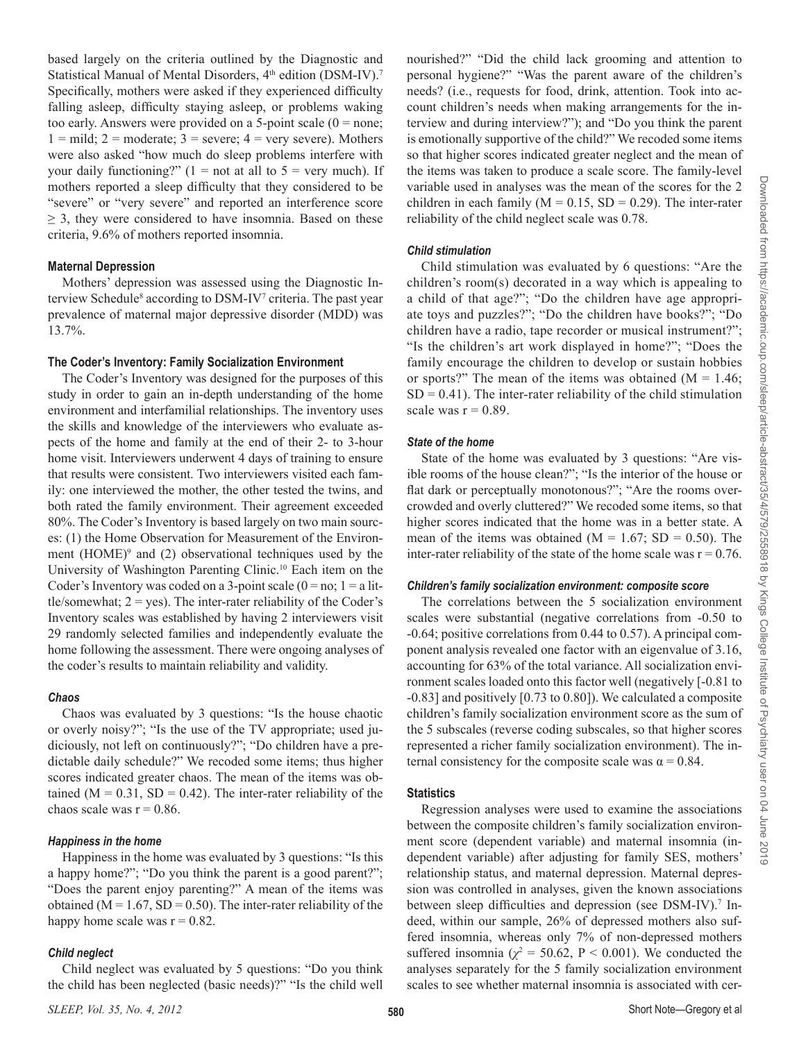based largely on the criteria outlined by the Diagnostic and Statistical Manual of Mental Disorders, 4th edition (DSM-IV).[7] Specifically, mothers were asked if they experienced difficulty falling asleep, difficulty staying asleep, or problems waking too early. Answers were provided on a 5-point scale (0 = none; 1 = mild; 2 = moderate; 3 = severe; 4 = very severe). Mothers were also asked "how much do sleep problems interfere with your daily functioning?" (1 = not at all to 5 = very much). If mothers reported a sleep difficulty that they considered to be "severe" or "very severe" and reported an interference score ≥ 3, they were considered to have insomnia. Based on these criteria, 9.6% of mothers reported insomnia.

### Maternal Depression

Mothers' depression was assessed using the Diagnostic Interview Schedule[8] according to DSM-IV[7] criteria. The past year prevalence of maternal major depressive disorder (MDD) was 13.7%.

### The Coder's Inventory: Family Socialization Environment

The Coder's Inventory was designed for the purposes of this study in order to gain an in-depth understanding of the home environment and interfamilial relationships. The inventory uses the skills and knowledge of the interviewers who evaluate aspects of the home and family at the end of their 2- to 3-hour home visit. Interviewers underwent 4 days of training to ensure that results were consistent. Two interviewers visited each family: one interviewed the mother, the other tested the twins, and both rated the family environment. Their agreement exceeded 80%. The Coder's Inventory is based largely on two main sources: (1) the Home Observation for Measurement of the Environment (HOME)[9] and (2) observational techniques used by the University of Washington Parenting Clinic.[10] Each item on the Coder's Inventory was coded on a 3-point scale (0 = no; 1 = a little/somewhat; 2 = yes). The inter-rater reliability of the Coder's Inventory scales was established by having 2 interviewers visit 29 randomly selected families and independently evaluate the home following the assessment. There were ongoing analyses of the coder's results to maintain reliability and validity.

#### *Chaos*

Chaos was evaluated by 3 questions: "Is the house chaotic or overly noisy?"; "Is the use of the TV appropriate; used judiciously, not left on continuously?"; "Do children have a predictable daily schedule?" We recoded some items; thus higher scores indicated greater chaos. The mean of the items was obtained (M = 0.31, SD = 0.42). The inter-rater reliability of the chaos scale was r = 0.86.

#### *Happiness in the home*

Happiness in the home was evaluated by 3 questions: "Is this a happy home?"; "Do you think the parent is a good parent?"; "Does the parent enjoy parenting?" A mean of the items was obtained (M = 1.67, SD = 0.50). The inter-rater reliability of the happy home scale was r = 0.82.

#### *Child neglect*

Child neglect was evaluated by 5 questions: "Do you think the child has been neglected (basic needs)?" "Is the child well nourished?" "Did the child lack grooming and attention to personal hygiene?" "Was the parent aware of the children's needs? (i.e., requests for food, drink, attention. Took into account children's needs when making arrangements for the interview and during interview?"); and "Do you think the parent is emotionally supportive of the child?" We recoded some items so that higher scores indicated greater neglect and the mean of the items was taken to produce a scale score. The family-level variable used in analyses was the mean of the scores for the 2 children in each family (M = 0.15, SD = 0.29). The inter-rater reliability of the child neglect scale was 0.78.

#### *Child stimulation*

Child stimulation was evaluated by 6 questions: "Are the children's room(s) decorated in a way which is appealing to a child of that age?"; "Do the children have age appropriate toys and puzzles?"; "Do the children have books?"; "Do children have a radio, tape recorder or musical instrument?"; "Is the children's art work displayed in home?"; "Does the family encourage the children to develop or sustain hobbies or sports?" The mean of the items was obtained (M = 1.46; SD = 0.41). The inter-rater reliability of the child stimulation scale was r = 0.89.

#### *State of the home*

State of the home was evaluated by 3 questions: "Are visible rooms of the house clean?"; "Is the interior of the house or flat dark or perceptually monotonous?"; "Are the rooms overcrowded and overly cluttered?" We recoded some items, so that higher scores indicated that the home was in a better state. A mean of the items was obtained (M = 1.67; SD = 0.50). The inter-rater reliability of the state of the home scale was r = 0.76.

#### *Children's family socialization environment: composite score*

The correlations between the 5 socialization environment scales were substantial (negative correlations from -0.50 to -0.64; positive correlations from 0.44 to 0.57). A principal component analysis revealed one factor with an eigenvalue of 3.16, accounting for 63% of the total variance. All socialization environment scales loaded onto this factor well (negatively [-0.81 to -0.83] and positively [0.73 to 0.80]). We calculated a composite children's family socialization environment score as the sum of the 5 subscales (reverse coding subscales, so that higher scores represented a richer family socialization environment). The internal consistency for the composite scale was $\alpha = 0.84$.

### Statistics

Regression analyses were used to examine the associations between the composite children's family socialization environment score (dependent variable) and maternal insomnia (independent variable) after adjusting for family SES, mothers' relationship status, and maternal depression. Maternal depression was controlled in analyses, given the known associations between sleep difficulties and depression (see DSM-IV).[7] Indeed, within our sample, 26% of depressed mothers also suffered insomnia, whereas only 7% of non-depressed mothers suffered insomnia ($\chi^2 = 50.62$, $P < 0.001$). We conducted the analyses separately for the 5 family socialization environment scales to see whether maternal insomnia is associated with cer-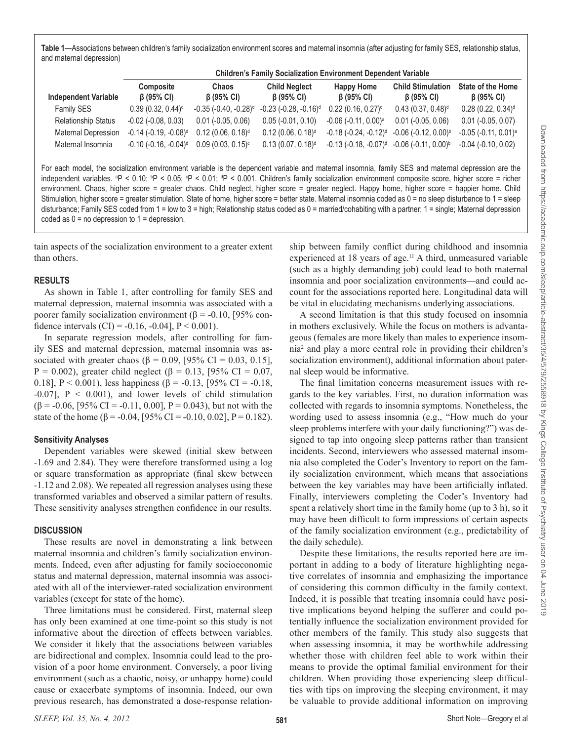**Table 1**—Associations between children's family socialization environment scores and maternal insomnia (after adjusting for family SES, relationship status, and maternal depression)

| | Children's Family Socialization Environment Dependent Variable | | | | | |
|---|---|---|---|---|---|---|
| **Independent Variable** | **Composite β (95% CI)** | **Chaos β (95% CI)** | **Child Neglect β (95% CI)** | **Happy Home β (95% CI)** | **Child Stimulation β (95% CI)** | **State of the Home β (95% CI)** |
| Family SES | 0.39 (0.32, 0.44)[d] | -0.35 (-0.40, -0.28)[d] | -0.23 (-0.28, -0.16)[d] | 0.22 (0.16, 0.27)[d] | 0.43 (0.37, 0.48)[d] | 0.28 (0.22, 0.34)[d] |
| Relationship Status | -0.02 (-0.08, 0.03) | 0.01 (-0.05, 0.06) | 0.05 (-0.01, 0.10) | -0.06 (-0.11, 0.00)[a] | 0.01 (-0.05, 0.06) | 0.01 (-0.05, 0.07) |
| Maternal Depression | -0.14 (-0.19, -0.08)[d] | 0.12 (0.06, 0.18)[d] | 0.12 (0.06, 0.18)[d] | -0.18 (-0.24, -0.12)[d] | -0.06 (-0.12, 0.00)[b] | -0.05 (-0.11, 0.01)[a] |
| Maternal Insomnia | -0.10 (-0.16, -0.04)[d] | 0.09 (0.03, 0.15)[c] | 0.13 (0.07, 0.18)[d] | -0.13 (-0.18, -0.07)[d] | -0.06 (-0.11, 0.00)[b] | -0.04 (-0.10, 0.02) |

For each model, the socialization environment variable is the dependent variable and maternal insomnia, family SES and maternal depression are the independent variables. [a]P < 0.10; [b]P < 0.05; [c]P < 0.01; [d]P < 0.001. Children's family socialization environment composite score, higher score = richer environment. Chaos, higher score = greater chaos. Child neglect, higher score = greater neglect. Happy home, higher score = happier home. Child Stimulation, higher score = greater stimulation. State of home, higher score = better state. Maternal insomnia coded as 0 = no sleep disturbance to 1 = sleep disturbance; Family SES coded from 1 = low to 3 = high; Relationship status coded as 0 = married/cohabiting with a partner; 1 = single; Maternal depression coded as 0 = no depression to 1 = depression.

tain aspects of the socialization environment to a greater extent than others.

## RESULTS

As shown in Table 1, after controlling for family SES and maternal depression, maternal insomnia was associated with a poorer family socialization environment (β = -0.10, [95% confidence intervals (CI) = -0.16, -0.04], P < 0.001).

In separate regression models, after controlling for family SES and maternal depression, maternal insomnia was associated with greater chaos (β = 0.09, [95% CI = 0.03, 0.15], P = 0.002), greater child neglect (β = 0.13, [95% CI = 0.07, 0.18], P < 0.001), less happiness (β = -0.13, [95% CI = -0.18, -0.07], P < 0.001), and lower levels of child stimulation (β = -0.06, [95% CI = -0.11, 0.00], P = 0.043), but not with the state of the home (β = -0.04, [95% CI = -0.10, 0.02], P = 0.182).

### Sensitivity Analyses

Dependent variables were skewed (initial skew between -1.69 and 2.84). They were therefore transformed using a log or square transformation as appropriate (final skew between -1.12 and 2.08). We repeated all regression analyses using these transformed variables and observed a similar pattern of results. These sensitivity analyses strengthen confidence in our results.

## DISCUSSION

These results are novel in demonstrating a link between maternal insomnia and children's family socialization environments. Indeed, even after adjusting for family socioeconomic status and maternal depression, maternal insomnia was associated with all of the interviewer-rated socialization environment variables (except for state of the home).

Three limitations must be considered. First, maternal sleep has only been examined at one time-point so this study is not informative about the direction of effects between variables. We consider it likely that the associations between variables are bidirectional and complex. Insomnia could lead to the provision of a poor home environment. Conversely, a poor living environment (such as a chaotic, noisy, or unhappy home) could cause or exacerbate symptoms of insomnia. Indeed, our own previous research, has demonstrated a dose-response relationship between family conflict during childhood and insomnia experienced at 18 years of age.[11] A third, unmeasured variable (such as a highly demanding job) could lead to both maternal insomnia and poor socialization environments—and could account for the associations reported here. Longitudinal data will be vital in elucidating mechanisms underlying associations.

A second limitation is that this study focused on insomnia in mothers exclusively. While the focus on mothers is advantageous (females are more likely than males to experience insomnia[2] and play a more central role in providing their children's socialization environment), additional information about paternal sleep would be informative.

The final limitation concerns measurement issues with regards to the key variables. First, no duration information was collected with regards to insomnia symptoms. Nonetheless, the wording used to assess insomnia (e.g., "How much do your sleep problems interfere with your daily functioning?") was designed to tap into ongoing sleep patterns rather than transient incidents. Second, interviewers who assessed maternal insomnia also completed the Coder's Inventory to report on the family socialization environment, which means that associations between the key variables may have been artificially inflated. Finally, interviewers completing the Coder's Inventory had spent a relatively short time in the family home (up to 3 h), so it may have been difficult to form impressions of certain aspects of the family socialization environment (e.g., predictability of the daily schedule).

Despite these limitations, the results reported here are important in adding to a body of literature highlighting negative correlates of insomnia and emphasizing the importance of considering this common difficulty in the family context. Indeed, it is possible that treating insomnia could have positive implications beyond helping the sufferer and could potentially influence the socialization environment provided for other members of the family. This study also suggests that when assessing insomnia, it may be worthwhile addressing whether those with children feel able to work within their means to provide the optimal familial environment for their children. When providing those experiencing sleep difficulties with tips on improving the sleeping environment, it may be valuable to provide additional information on improving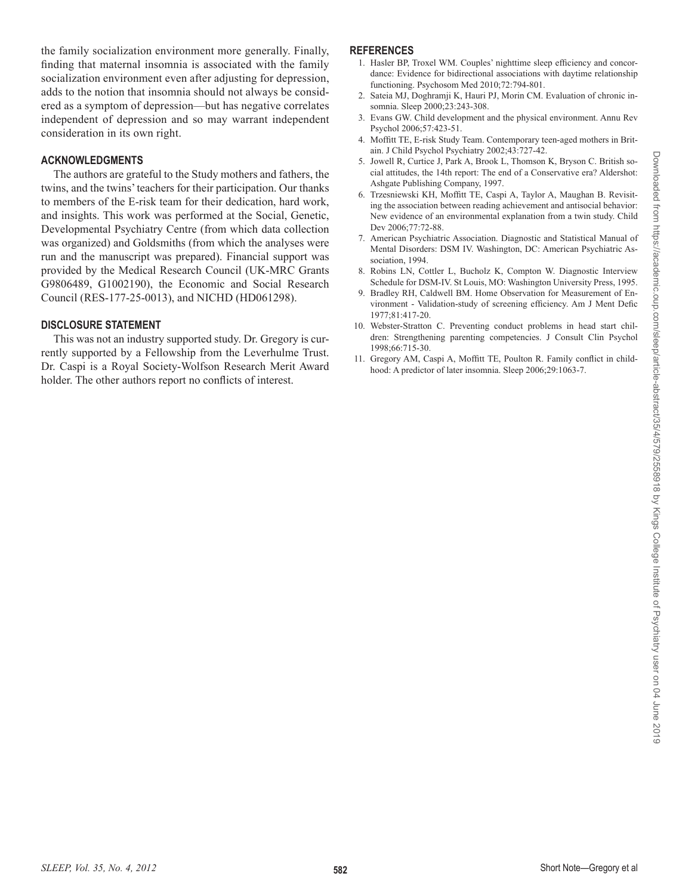the family socialization environment more generally. Finally, finding that maternal insomnia is associated with the family socialization environment even after adjusting for depression, adds to the notion that insomnia should not always be considered as a symptom of depression—but has negative correlates independent of depression and so may warrant independent consideration in its own right.

## ACKNOWLEDGMENTS

The authors are grateful to the Study mothers and fathers, the twins, and the twins' teachers for their participation. Our thanks to members of the E-risk team for their dedication, hard work, and insights. This work was performed at the Social, Genetic, Developmental Psychiatry Centre (from which data collection was organized) and Goldsmiths (from which the analyses were run and the manuscript was prepared). Financial support was provided by the Medical Research Council (UK-MRC Grants G9806489, G1002190), the Economic and Social Research Council (RES-177-25-0013), and NICHD (HD061298).

## DISCLOSURE STATEMENT

This was not an industry supported study. Dr. Gregory is currently supported by a Fellowship from the Leverhulme Trust. Dr. Caspi is a Royal Society-Wolfson Research Merit Award holder. The other authors report no conflicts of interest.

## REFERENCES

1. Hasler BP, Troxel WM. Couples' nighttime sleep efficiency and concordance: Evidence for bidirectional associations with daytime relationship functioning. Psychosom Med 2010;72:794-801.
2. Sateia MJ, Doghramji K, Hauri PJ, Morin CM. Evaluation of chronic insomnia. Sleep 2000;23:243-308.
3. Evans GW. Child development and the physical environment. Annu Rev Psychol 2006;57:423-51.
4. Moffitt TE, E-risk Study Team. Contemporary teen-aged mothers in Britain. J Child Psychol Psychiatry 2002;43:727-42.
5. Jowell R, Curtice J, Park A, Brook L, Thomson K, Bryson C. British social attitudes, the 14th report: The end of a Conservative era? Aldershot: Ashgate Publishing Company, 1997.
6. Trzesniewski KH, Moffitt TE, Caspi A, Taylor A, Maughan B. Revisiting the association between reading achievement and antisocial behavior: New evidence of an environmental explanation from a twin study. Child Dev 2006;77:72-88.
7. American Psychiatric Association. Diagnostic and Statistical Manual of Mental Disorders: DSM IV. Washington, DC: American Psychiatric Association, 1994.
8. Robins LN, Cottler L, Bucholz K, Compton W. Diagnostic Interview Schedule for DSM-IV. St Louis, MO: Washington University Press, 1995.
9. Bradley RH, Caldwell BM. Home Observation for Measurement of Environment - Validation-study of screening efficiency. Am J Ment Defic 1977;81:417-20.
10. Webster-Stratton C. Preventing conduct problems in head start children: Strengthening parenting competencies. J Consult Clin Psychol 1998;66:715-30.
11. Gregory AM, Caspi A, Moffitt TE, Poulton R. Family conflict in childhood: A predictor of later insomnia. Sleep 2006;29:1063-7.